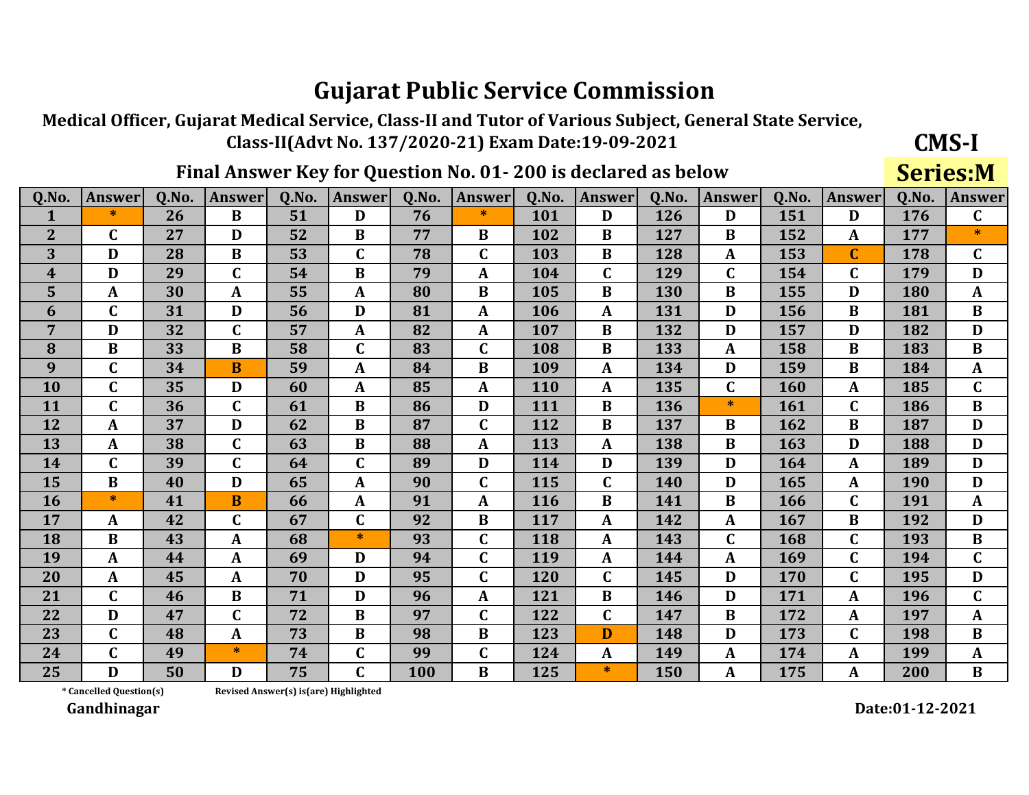# Gujarat Public Service Commission

## Medical Officer, Gujarat Medical Service, Class-II and Tutor of Various Subject, General State Service, Class-II(Advt No. 137/2020-21) Exam Date:19-09-2021

**CMS-I**

**Series:M**

### Final Answer Key for Question No. 01- 200 is declared as below

| Q.No. | Answer | Q.No. | Answer | Q.No. | Answer | Q.No. | Answer | Q.No. | Answer | Q.No. | Answer | Q.No. | Answer | Q.No. | Answer |
|---|---|---|---|---|---|---|---|---|---|---|---|---|---|---|---|
| 1 | * | 26 | B | 51 | D | 76 | * | 101 | D | 126 | D | 151 | D | 176 | C |
| 2 | C | 27 | D | 52 | B | 77 | B | 102 | B | 127 | B | 152 | A | 177 | * |
| 3 | D | 28 | B | 53 | C | 78 | C | 103 | B | 128 | A | 153 | C | 178 | C |
| 4 | D | 29 | C | 54 | B | 79 | A | 104 | C | 129 | C | 154 | C | 179 | D |
| 5 | A | 30 | A | 55 | A | 80 | B | 105 | B | 130 | B | 155 | D | 180 | A |
| 6 | C | 31 | D | 56 | D | 81 | A | 106 | A | 131 | D | 156 | B | 181 | B |
| 7 | D | 32 | C | 57 | A | 82 | A | 107 | B | 132 | D | 157 | D | 182 | D |
| 8 | B | 33 | B | 58 | C | 83 | C | 108 | B | 133 | A | 158 | B | 183 | B |
| 9 | C | 34 | B | 59 | A | 84 | B | 109 | A | 134 | D | 159 | B | 184 | A |
| 10 | C | 35 | D | 60 | A | 85 | A | 110 | A | 135 | C | 160 | A | 185 | C |
| 11 | C | 36 | C | 61 | B | 86 | D | 111 | B | 136 | * | 161 | C | 186 | B |
| 12 | A | 37 | D | 62 | B | 87 | C | 112 | B | 137 | B | 162 | B | 187 | D |
| 13 | A | 38 | C | 63 | B | 88 | A | 113 | A | 138 | B | 163 | D | 188 | D |
| 14 | C | 39 | C | 64 | C | 89 | D | 114 | D | 139 | D | 164 | A | 189 | D |
| 15 | B | 40 | D | 65 | A | 90 | C | 115 | C | 140 | D | 165 | A | 190 | D |
| 16 | * | 41 | B | 66 | A | 91 | A | 116 | B | 141 | B | 166 | C | 191 | A |
| 17 | A | 42 | C | 67 | C | 92 | B | 117 | A | 142 | A | 167 | B | 192 | D |
| 18 | B | 43 | A | 68 | * | 93 | C | 118 | A | 143 | C | 168 | C | 193 | B |
| 19 | A | 44 | A | 69 | D | 94 | C | 119 | A | 144 | A | 169 | C | 194 | C |
| 20 | A | 45 | A | 70 | D | 95 | C | 120 | C | 145 | D | 170 | C | 195 | D |
| 21 | C | 46 | B | 71 | D | 96 | A | 121 | B | 146 | D | 171 | A | 196 | C |
| 22 | D | 47 | C | 72 | B | 97 | C | 122 | C | 147 | B | 172 | A | 197 | A |
| 23 | C | 48 | A | 73 | B | 98 | B | 123 | D | 148 | D | 173 | C | 198 | B |
| 24 | C | 49 | * | 74 | C | 99 | C | 124 | A | 149 | A | 174 | A | 199 | A |
| 25 | D | 50 | D | 75 | C | 100 | B | 125 | * | 150 | A | 175 | A | 200 | B |

* Cancelled Question(s)  Revised Answer(s) is(are) Highlighted

Gandhinagar

Date:01-12-2021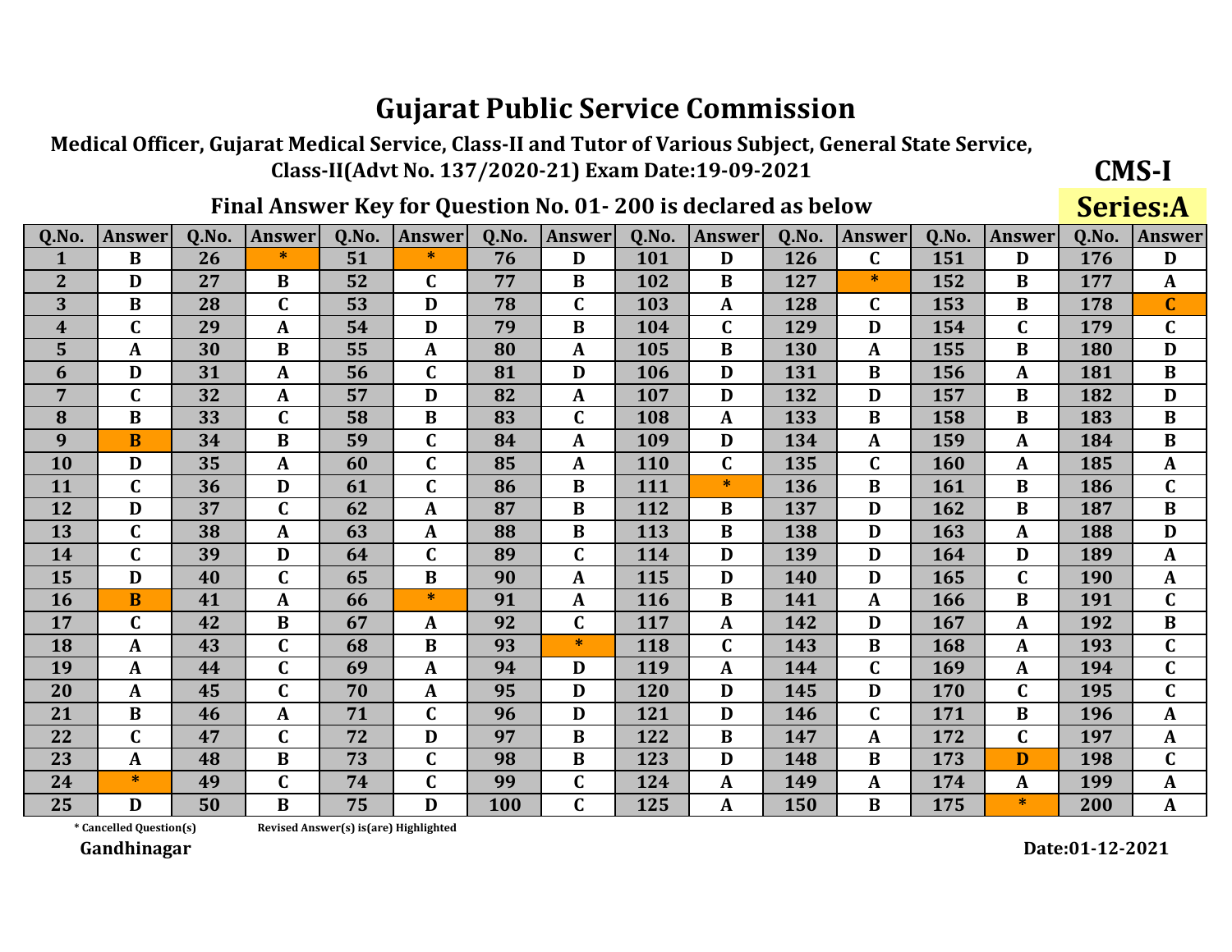# Gujarat Public Service Commission

**Medical Officer, Gujarat Medical Service, Class-II and Tutor of Various Subject, General State Service, Class-II(Advt No. 137/2020-21) Exam Date:19-09-2021**

**CMS-I**

## Final Answer Key for Question No. 01- 200 is declared as below

**Series:A**

| Q.No. | Answer | Q.No. | Answer | Q.No. | Answer | Q.No. | Answer | Q.No. | Answer | Q.No. | Answer | Q.No. | Answer | Q.No. | Answer |
|---|---|---|---|---|---|---|---|---|---|---|---|---|---|---|---|
| 1 | B | 26 | * | 51 | * | 76 | D | 101 | D | 126 | C | 151 | D | 176 | D |
| 2 | D | 27 | B | 52 | C | 77 | B | 102 | B | 127 | * | 152 | B | 177 | A |
| 3 | B | 28 | C | 53 | D | 78 | C | 103 | A | 128 | C | 153 | B | 178 | C |
| 4 | C | 29 | A | 54 | D | 79 | B | 104 | C | 129 | D | 154 | C | 179 | C |
| 5 | A | 30 | B | 55 | A | 80 | A | 105 | B | 130 | A | 155 | B | 180 | D |
| 6 | D | 31 | A | 56 | C | 81 | D | 106 | D | 131 | B | 156 | A | 181 | B |
| 7 | C | 32 | A | 57 | D | 82 | A | 107 | D | 132 | D | 157 | B | 182 | D |
| 8 | B | 33 | C | 58 | B | 83 | C | 108 | A | 133 | B | 158 | B | 183 | B |
| 9 | B | 34 | B | 59 | C | 84 | A | 109 | D | 134 | A | 159 | A | 184 | B |
| 10 | D | 35 | A | 60 | C | 85 | A | 110 | C | 135 | C | 160 | A | 185 | A |
| 11 | C | 36 | D | 61 | C | 86 | B | 111 | * | 136 | B | 161 | B | 186 | C |
| 12 | D | 37 | C | 62 | A | 87 | B | 112 | B | 137 | D | 162 | B | 187 | B |
| 13 | C | 38 | A | 63 | A | 88 | B | 113 | B | 138 | D | 163 | A | 188 | D |
| 14 | C | 39 | D | 64 | C | 89 | C | 114 | D | 139 | D | 164 | D | 189 | A |
| 15 | D | 40 | C | 65 | B | 90 | A | 115 | D | 140 | D | 165 | C | 190 | A |
| 16 | B | 41 | A | 66 | * | 91 | A | 116 | B | 141 | A | 166 | B | 191 | C |
| 17 | C | 42 | B | 67 | A | 92 | C | 117 | A | 142 | D | 167 | A | 192 | B |
| 18 | A | 43 | C | 68 | B | 93 | * | 118 | C | 143 | B | 168 | A | 193 | C |
| 19 | A | 44 | C | 69 | A | 94 | D | 119 | A | 144 | C | 169 | A | 194 | C |
| 20 | A | 45 | C | 70 | A | 95 | D | 120 | D | 145 | D | 170 | C | 195 | C |
| 21 | B | 46 | A | 71 | C | 96 | D | 121 | D | 146 | C | 171 | B | 196 | A |
| 22 | C | 47 | C | 72 | D | 97 | B | 122 | B | 147 | A | 172 | C | 197 | A |
| 23 | A | 48 | B | 73 | C | 98 | B | 123 | D | 148 | B | 173 | D | 198 | C |
| 24 | * | 49 | C | 74 | C | 99 | C | 124 | A | 149 | A | 174 | A | 199 | A |
| 25 | D | 50 | B | 75 | D | 100 | C | 125 | A | 150 | B | 175 | * | 200 | A |

\* Cancelled Question(s)    Revised Answer(s) is(are) Highlighted

**Gandhinagar**

**Date:01-12-2021**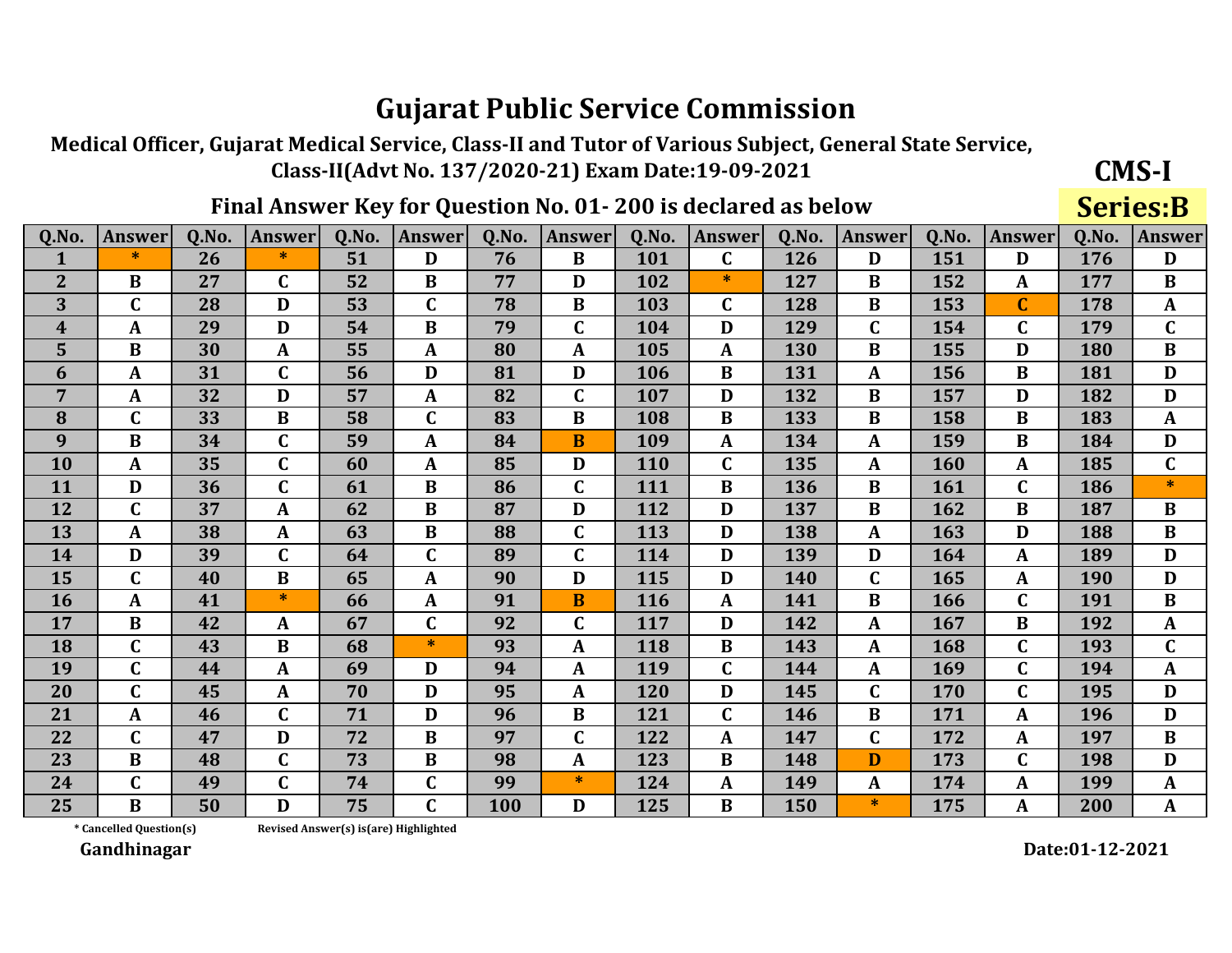# Gujarat Public Service Commission

**Medical Officer, Gujarat Medical Service, Class-II and Tutor of Various Subject, General State Service, Class-II(Advt No. 137/2020-21) Exam Date:19-09-2021**

**CMS-I**

**Final Answer Key for Question No. 01- 200 is declared as below**

**Series:B**

| Q.No. | Answer | Q.No. | Answer | Q.No. | Answer | Q.No. | Answer | Q.No. | Answer | Q.No. | Answer | Q.No. | Answer | Q.No. | Answer |
|---|---|---|---|---|---|---|---|---|---|---|---|---|---|---|---|
| 1 | * | 26 | * | 51 | D | 76 | B | 101 | C | 126 | D | 151 | D | 176 | D |
| 2 | B | 27 | C | 52 | B | 77 | D | 102 | * | 127 | B | 152 | A | 177 | B |
| 3 | C | 28 | D | 53 | C | 78 | B | 103 | C | 128 | B | 153 | C | 178 | A |
| 4 | A | 29 | D | 54 | B | 79 | C | 104 | D | 129 | C | 154 | C | 179 | C |
| 5 | B | 30 | A | 55 | A | 80 | A | 105 | A | 130 | B | 155 | D | 180 | B |
| 6 | A | 31 | C | 56 | D | 81 | D | 106 | B | 131 | A | 156 | B | 181 | D |
| 7 | A | 32 | D | 57 | A | 82 | C | 107 | D | 132 | B | 157 | D | 182 | D |
| 8 | C | 33 | B | 58 | C | 83 | B | 108 | B | 133 | B | 158 | B | 183 | A |
| 9 | B | 34 | C | 59 | A | 84 | B | 109 | A | 134 | A | 159 | B | 184 | D |
| 10 | A | 35 | C | 60 | A | 85 | D | 110 | C | 135 | A | 160 | A | 185 | C |
| 11 | D | 36 | C | 61 | B | 86 | C | 111 | B | 136 | B | 161 | C | 186 | * |
| 12 | C | 37 | A | 62 | B | 87 | D | 112 | D | 137 | B | 162 | B | 187 | B |
| 13 | A | 38 | A | 63 | B | 88 | C | 113 | D | 138 | A | 163 | D | 188 | B |
| 14 | D | 39 | C | 64 | C | 89 | C | 114 | D | 139 | D | 164 | A | 189 | D |
| 15 | C | 40 | B | 65 | A | 90 | D | 115 | D | 140 | C | 165 | A | 190 | D |
| 16 | A | 41 | * | 66 | A | 91 | B | 116 | A | 141 | B | 166 | C | 191 | B |
| 17 | B | 42 | A | 67 | C | 92 | C | 117 | D | 142 | A | 167 | B | 192 | A |
| 18 | C | 43 | B | 68 | * | 93 | A | 118 | B | 143 | A | 168 | C | 193 | C |
| 19 | C | 44 | A | 69 | D | 94 | A | 119 | C | 144 | A | 169 | C | 194 | A |
| 20 | C | 45 | A | 70 | D | 95 | A | 120 | D | 145 | C | 170 | C | 195 | D |
| 21 | A | 46 | C | 71 | D | 96 | B | 121 | C | 146 | B | 171 | A | 196 | D |
| 22 | C | 47 | D | 72 | B | 97 | C | 122 | A | 147 | C | 172 | A | 197 | B |
| 23 | B | 48 | C | 73 | B | 98 | A | 123 | B | 148 | D | 173 | C | 198 | D |
| 24 | C | 49 | C | 74 | C | 99 | * | 124 | A | 149 | A | 174 | A | 199 | A |
| 25 | B | 50 | D | 75 | C | 100 | D | 125 | B | 150 | * | 175 | A | 200 | A |

\* Cancelled Question(s)    Revised Answer(s) is(are) Highlighted

**Gandhinagar**

**Date:01-12-2021**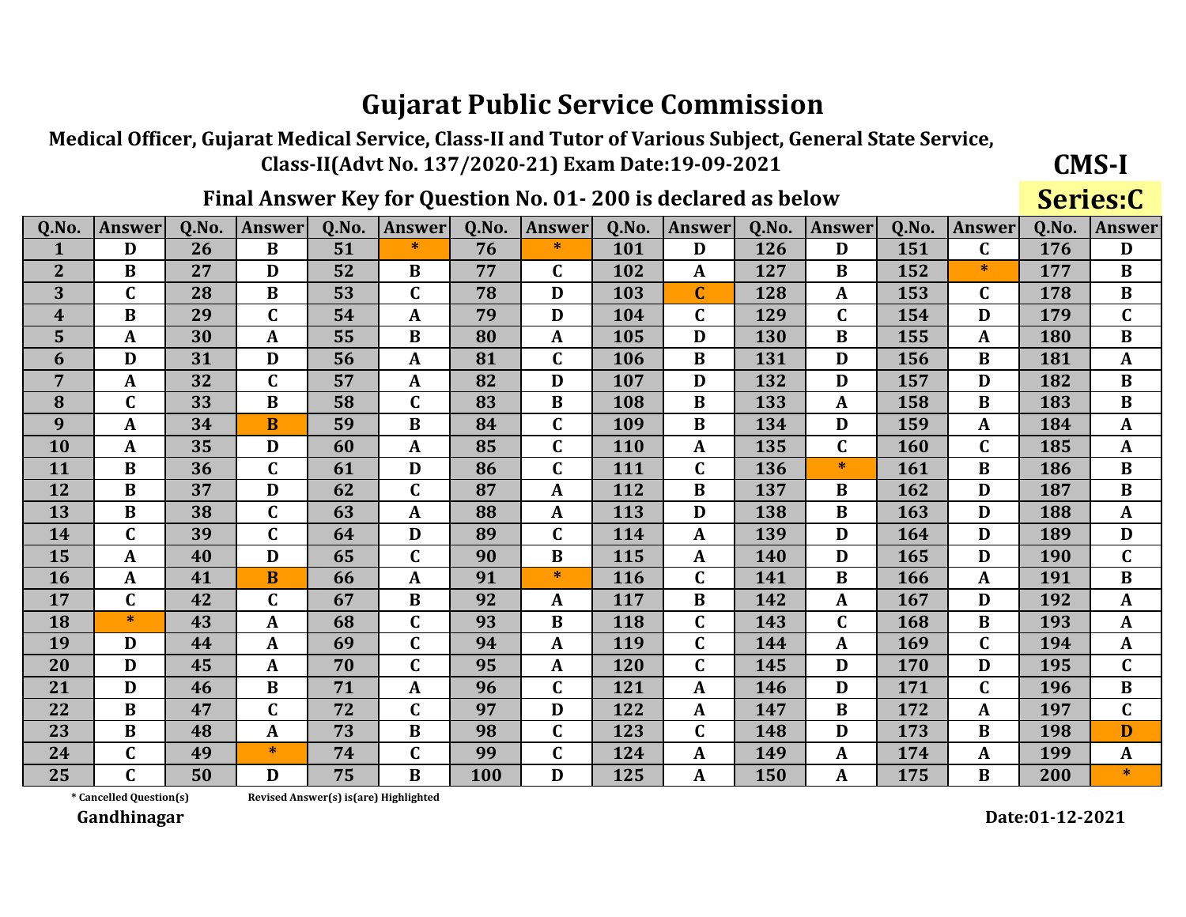# Gujarat Public Service Commission

**Medical Officer, Gujarat Medical Service, Class-II and Tutor of Various Subject, General State Service, Class-II(Advt No. 137/2020-21) Exam Date:19-09-2021**

**CMS-I**

## Final Answer Key for Question No. 01- 200 is declared as below

**Series:C**

| Q.No. | Answer | Q.No. | Answer | Q.No. | Answer | Q.No. | Answer | Q.No. | Answer | Q.No. | Answer | Q.No. | Answer | Q.No. | Answer |
|---|---|---|---|---|---|---|---|---|---|---|---|---|---|---|---|
| 1 | D | 26 | B | 51 | * | 76 | * | 101 | D | 126 | D | 151 | C | 176 | D |
| 2 | B | 27 | D | 52 | B | 77 | C | 102 | A | 127 | B | 152 | * | 177 | B |
| 3 | C | 28 | B | 53 | C | 78 | D | 103 | C | 128 | A | 153 | C | 178 | B |
| 4 | B | 29 | C | 54 | A | 79 | D | 104 | C | 129 | C | 154 | D | 179 | C |
| 5 | A | 30 | A | 55 | B | 80 | A | 105 | D | 130 | B | 155 | A | 180 | B |
| 6 | D | 31 | D | 56 | A | 81 | C | 106 | B | 131 | D | 156 | B | 181 | A |
| 7 | A | 32 | C | 57 | A | 82 | D | 107 | D | 132 | D | 157 | D | 182 | B |
| 8 | C | 33 | B | 58 | C | 83 | B | 108 | B | 133 | A | 158 | B | 183 | B |
| 9 | A | 34 | B | 59 | B | 84 | C | 109 | B | 134 | D | 159 | A | 184 | A |
| 10 | A | 35 | D | 60 | A | 85 | C | 110 | A | 135 | C | 160 | C | 185 | A |
| 11 | B | 36 | C | 61 | D | 86 | C | 111 | C | 136 | * | 161 | B | 186 | B |
| 12 | B | 37 | D | 62 | C | 87 | A | 112 | B | 137 | B | 162 | D | 187 | B |
| 13 | B | 38 | C | 63 | A | 88 | A | 113 | D | 138 | B | 163 | D | 188 | A |
| 14 | C | 39 | C | 64 | D | 89 | C | 114 | A | 139 | D | 164 | D | 189 | D |
| 15 | A | 40 | D | 65 | C | 90 | B | 115 | A | 140 | D | 165 | D | 190 | C |
| 16 | A | 41 | B | 66 | A | 91 | * | 116 | C | 141 | B | 166 | A | 191 | B |
| 17 | C | 42 | C | 67 | B | 92 | A | 117 | B | 142 | A | 167 | D | 192 | A |
| 18 | * | 43 | A | 68 | C | 93 | B | 118 | C | 143 | C | 168 | B | 193 | A |
| 19 | D | 44 | A | 69 | C | 94 | A | 119 | C | 144 | A | 169 | C | 194 | A |
| 20 | D | 45 | A | 70 | C | 95 | A | 120 | C | 145 | D | 170 | D | 195 | C |
| 21 | D | 46 | B | 71 | A | 96 | C | 121 | A | 146 | D | 171 | C | 196 | B |
| 22 | B | 47 | C | 72 | C | 97 | D | 122 | A | 147 | B | 172 | A | 197 | C |
| 23 | B | 48 | A | 73 | B | 98 | C | 123 | C | 148 | D | 173 | B | 198 | D |
| 24 | C | 49 | * | 74 | C | 99 | C | 124 | A | 149 | A | 174 | A | 199 | A |
| 25 | C | 50 | D | 75 | B | 100 | D | 125 | A | 150 | A | 175 | B | 200 | * |

\* Cancelled Question(s)　　Revised Answer(s) is(are) Highlighted

**Gandhinagar**

**Date:01-12-2021**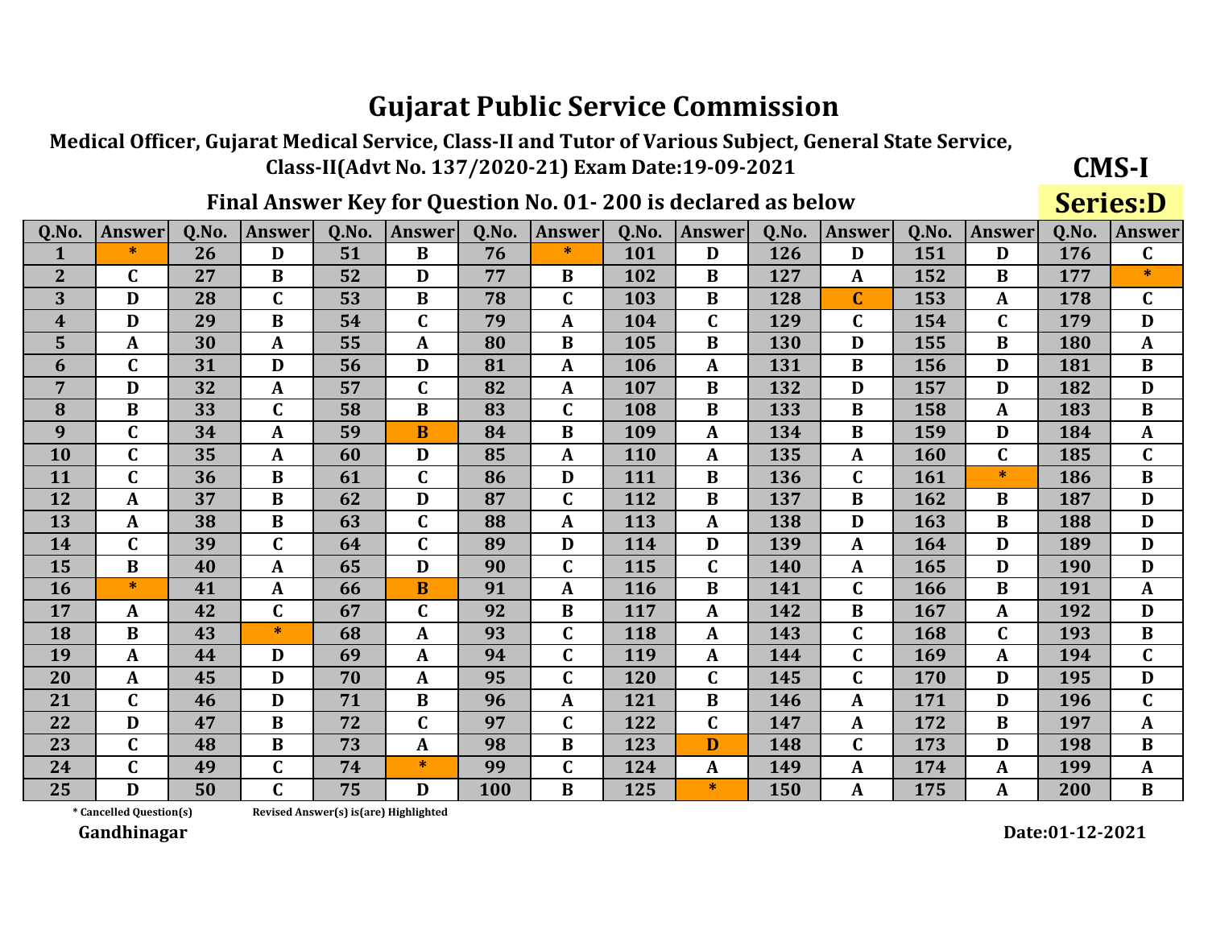# Gujarat Public Service Commission

**Medical Officer, Gujarat Medical Service, Class-II and Tutor of Various Subject, General State Service, Class-II(Advt No. 137/2020-21) Exam Date:19-09-2021**

**CMS-I**

**Final Answer Key for Question No. 01- 200 is declared as below**

**Series:D**

| Q.No. | Answer | Q.No. | Answer | Q.No. | Answer | Q.No. | Answer | Q.No. | Answer | Q.No. | Answer | Q.No. | Answer | Q.No. | Answer |
|---|---|---|---|---|---|---|---|---|---|---|---|---|---|---|---|
| 1 | * | 26 | D | 51 | B | 76 | * | 101 | D | 126 | D | 151 | D | 176 | C |
| 2 | C | 27 | B | 52 | D | 77 | B | 102 | B | 127 | A | 152 | B | 177 | * |
| 3 | D | 28 | C | 53 | B | 78 | C | 103 | B | 128 | C | 153 | A | 178 | C |
| 4 | D | 29 | B | 54 | C | 79 | A | 104 | C | 129 | C | 154 | C | 179 | D |
| 5 | A | 30 | A | 55 | A | 80 | B | 105 | B | 130 | D | 155 | B | 180 | A |
| 6 | C | 31 | D | 56 | D | 81 | A | 106 | A | 131 | B | 156 | D | 181 | B |
| 7 | D | 32 | A | 57 | C | 82 | A | 107 | B | 132 | D | 157 | D | 182 | D |
| 8 | B | 33 | C | 58 | B | 83 | C | 108 | B | 133 | B | 158 | A | 183 | B |
| 9 | C | 34 | A | 59 | B | 84 | B | 109 | A | 134 | B | 159 | D | 184 | A |
| 10 | C | 35 | A | 60 | D | 85 | A | 110 | A | 135 | A | 160 | C | 185 | C |
| 11 | C | 36 | B | 61 | C | 86 | D | 111 | B | 136 | C | 161 | * | 186 | B |
| 12 | A | 37 | B | 62 | D | 87 | C | 112 | B | 137 | B | 162 | B | 187 | D |
| 13 | A | 38 | B | 63 | C | 88 | A | 113 | A | 138 | D | 163 | B | 188 | D |
| 14 | C | 39 | C | 64 | C | 89 | D | 114 | D | 139 | A | 164 | D | 189 | D |
| 15 | B | 40 | A | 65 | D | 90 | C | 115 | C | 140 | A | 165 | D | 190 | D |
| 16 | * | 41 | A | 66 | B | 91 | A | 116 | B | 141 | C | 166 | B | 191 | A |
| 17 | A | 42 | C | 67 | C | 92 | B | 117 | A | 142 | B | 167 | A | 192 | D |
| 18 | B | 43 | * | 68 | A | 93 | C | 118 | A | 143 | C | 168 | C | 193 | B |
| 19 | A | 44 | D | 69 | A | 94 | C | 119 | A | 144 | C | 169 | A | 194 | C |
| 20 | A | 45 | D | 70 | A | 95 | C | 120 | C | 145 | C | 170 | D | 195 | D |
| 21 | C | 46 | D | 71 | B | 96 | A | 121 | B | 146 | A | 171 | D | 196 | C |
| 22 | D | 47 | B | 72 | C | 97 | C | 122 | C | 147 | A | 172 | B | 197 | A |
| 23 | C | 48 | B | 73 | A | 98 | B | 123 | D | 148 | C | 173 | D | 198 | B |
| 24 | C | 49 | C | 74 | * | 99 | C | 124 | A | 149 | A | 174 | A | 199 | A |
| 25 | D | 50 | C | 75 | D | 100 | B | 125 | * | 150 | A | 175 | A | 200 | B |

\* Cancelled Question(s)    Revised Answer(s) is(are) Highlighted

**Gandhinagar**

**Date:01-12-2021**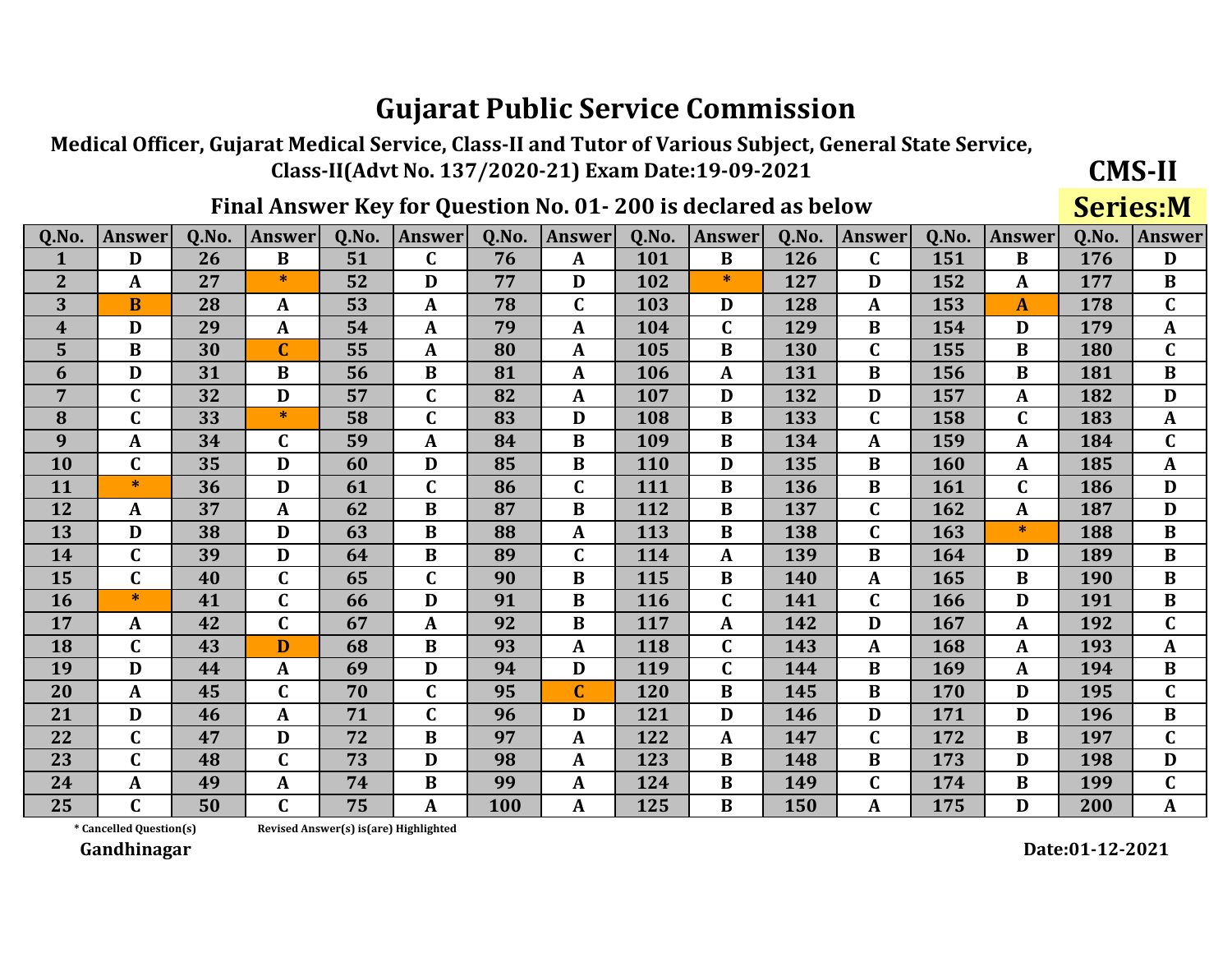# Gujarat Public Service Commission

**Medical Officer, Gujarat Medical Service, Class-II and Tutor of Various Subject, General State Service, Class-II(Advt No. 137/2020-21) Exam Date:19-09-2021**

**CMS-II**

## Final Answer Key for Question No. 01- 200 is declared as below

**Series:M**

| Q.No. | Answer | Q.No. | Answer | Q.No. | Answer | Q.No. | Answer | Q.No. | Answer | Q.No. | Answer | Q.No. | Answer | Q.No. | Answer |
|---|---|---|---|---|---|---|---|---|---|---|---|---|---|---|---|
| 1 | D | 26 | B | 51 | C | 76 | A | 101 | B | 126 | C | 151 | B | 176 | D |
| 2 | A | 27 | * | 52 | D | 77 | D | 102 | * | 127 | D | 152 | A | 177 | B |
| 3 | B | 28 | A | 53 | A | 78 | C | 103 | D | 128 | A | 153 | A | 178 | C |
| 4 | D | 29 | A | 54 | A | 79 | A | 104 | C | 129 | B | 154 | D | 179 | A |
| 5 | B | 30 | C | 55 | A | 80 | A | 105 | B | 130 | C | 155 | B | 180 | C |
| 6 | D | 31 | B | 56 | B | 81 | A | 106 | A | 131 | B | 156 | B | 181 | B |
| 7 | C | 32 | D | 57 | C | 82 | A | 107 | D | 132 | D | 157 | A | 182 | D |
| 8 | C | 33 | * | 58 | C | 83 | D | 108 | B | 133 | C | 158 | C | 183 | A |
| 9 | A | 34 | C | 59 | A | 84 | B | 109 | B | 134 | A | 159 | A | 184 | C |
| 10 | C | 35 | D | 60 | D | 85 | B | 110 | D | 135 | B | 160 | A | 185 | A |
| 11 | * | 36 | D | 61 | C | 86 | C | 111 | B | 136 | B | 161 | C | 186 | D |
| 12 | A | 37 | A | 62 | B | 87 | B | 112 | B | 137 | C | 162 | A | 187 | D |
| 13 | D | 38 | D | 63 | B | 88 | A | 113 | B | 138 | C | 163 | * | 188 | B |
| 14 | C | 39 | D | 64 | B | 89 | C | 114 | A | 139 | B | 164 | D | 189 | B |
| 15 | C | 40 | C | 65 | C | 90 | B | 115 | B | 140 | A | 165 | B | 190 | B |
| 16 | * | 41 | C | 66 | D | 91 | B | 116 | C | 141 | C | 166 | D | 191 | B |
| 17 | A | 42 | C | 67 | A | 92 | B | 117 | A | 142 | D | 167 | A | 192 | C |
| 18 | C | 43 | D | 68 | B | 93 | A | 118 | C | 143 | A | 168 | A | 193 | A |
| 19 | D | 44 | A | 69 | D | 94 | D | 119 | C | 144 | B | 169 | A | 194 | B |
| 20 | A | 45 | C | 70 | C | 95 | C | 120 | B | 145 | B | 170 | D | 195 | C |
| 21 | D | 46 | A | 71 | C | 96 | D | 121 | D | 146 | D | 171 | D | 196 | B |
| 22 | C | 47 | D | 72 | B | 97 | A | 122 | A | 147 | C | 172 | B | 197 | C |
| 23 | C | 48 | C | 73 | D | 98 | A | 123 | B | 148 | B | 173 | D | 198 | D |
| 24 | A | 49 | A | 74 | B | 99 | A | 124 | B | 149 | C | 174 | B | 199 | C |
| 25 | C | 50 | C | 75 | A | 100 | A | 125 | B | 150 | A | 175 | D | 200 | A |

\* Cancelled Question(s)     Revised Answer(s) is(are) Highlighted

**Gandhinagar**

**Date:01-12-2021**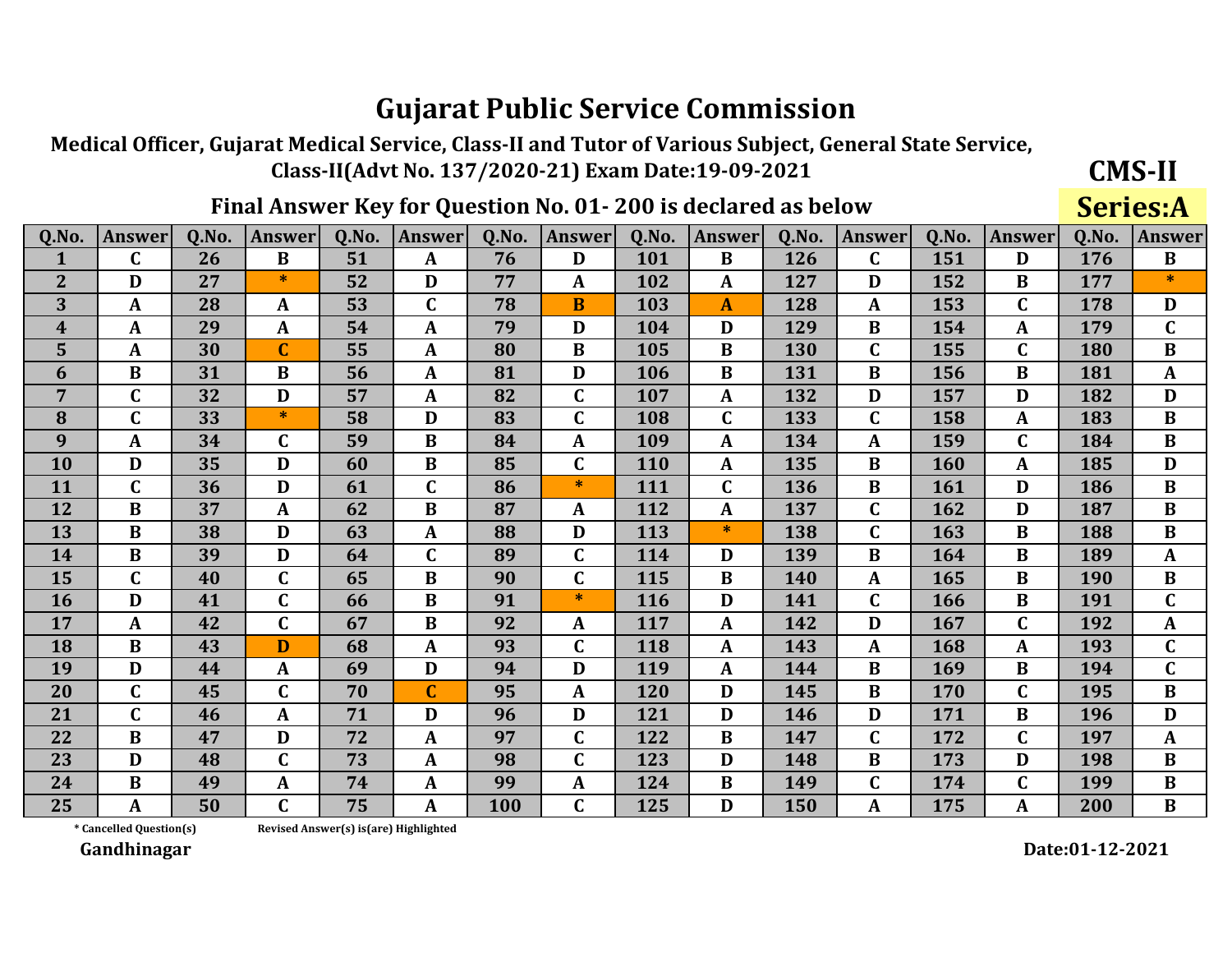# Gujarat Public Service Commission

**Medical Officer, Gujarat Medical Service, Class-II and Tutor of Various Subject, General State Service, Class-II(Advt No. 137/2020-21) Exam Date:19-09-2021**

**CMS-II**

## Final Answer Key for Question No. 01- 200 is declared as below

**Series:A**

| Q.No. | Answer | Q.No. | Answer | Q.No. | Answer | Q.No. | Answer | Q.No. | Answer | Q.No. | Answer | Q.No. | Answer | Q.No. | Answer |
|---|---|---|---|---|---|---|---|---|---|---|---|---|---|---|---|
| 1 | C | 26 | B | 51 | A | 76 | D | 101 | B | 126 | C | 151 | D | 176 | B |
| 2 | D | 27 | * | 52 | D | 77 | A | 102 | A | 127 | D | 152 | B | 177 | * |
| 3 | A | 28 | A | 53 | C | 78 | B | 103 | A | 128 | A | 153 | C | 178 | D |
| 4 | A | 29 | A | 54 | A | 79 | D | 104 | D | 129 | B | 154 | A | 179 | C |
| 5 | A | 30 | C | 55 | A | 80 | B | 105 | B | 130 | C | 155 | C | 180 | B |
| 6 | B | 31 | B | 56 | A | 81 | D | 106 | B | 131 | B | 156 | B | 181 | A |
| 7 | C | 32 | D | 57 | A | 82 | C | 107 | A | 132 | D | 157 | D | 182 | D |
| 8 | C | 33 | * | 58 | D | 83 | C | 108 | C | 133 | C | 158 | A | 183 | B |
| 9 | A | 34 | C | 59 | B | 84 | A | 109 | A | 134 | A | 159 | C | 184 | B |
| 10 | D | 35 | D | 60 | B | 85 | C | 110 | A | 135 | B | 160 | A | 185 | D |
| 11 | C | 36 | D | 61 | C | 86 | * | 111 | C | 136 | B | 161 | D | 186 | B |
| 12 | B | 37 | A | 62 | B | 87 | A | 112 | A | 137 | C | 162 | D | 187 | B |
| 13 | B | 38 | D | 63 | A | 88 | D | 113 | * | 138 | C | 163 | B | 188 | B |
| 14 | B | 39 | D | 64 | C | 89 | C | 114 | D | 139 | B | 164 | B | 189 | A |
| 15 | C | 40 | C | 65 | B | 90 | C | 115 | B | 140 | A | 165 | B | 190 | B |
| 16 | D | 41 | C | 66 | B | 91 | * | 116 | D | 141 | C | 166 | B | 191 | C |
| 17 | A | 42 | C | 67 | B | 92 | A | 117 | A | 142 | D | 167 | C | 192 | A |
| 18 | B | 43 | D | 68 | A | 93 | C | 118 | A | 143 | A | 168 | A | 193 | C |
| 19 | D | 44 | A | 69 | D | 94 | D | 119 | A | 144 | B | 169 | B | 194 | C |
| 20 | C | 45 | C | 70 | C | 95 | A | 120 | D | 145 | B | 170 | C | 195 | B |
| 21 | C | 46 | A | 71 | D | 96 | D | 121 | D | 146 | D | 171 | B | 196 | D |
| 22 | B | 47 | D | 72 | A | 97 | C | 122 | B | 147 | C | 172 | C | 197 | A |
| 23 | D | 48 | C | 73 | A | 98 | C | 123 | D | 148 | B | 173 | D | 198 | B |
| 24 | B | 49 | A | 74 | A | 99 | A | 124 | B | 149 | C | 174 | C | 199 | B |
| 25 | A | 50 | C | 75 | A | 100 | C | 125 | D | 150 | A | 175 | A | 200 | B |

\* Cancelled Question(s)    Revised Answer(s) is(are) Highlighted

**Gandhinagar**

**Date:01-12-2021**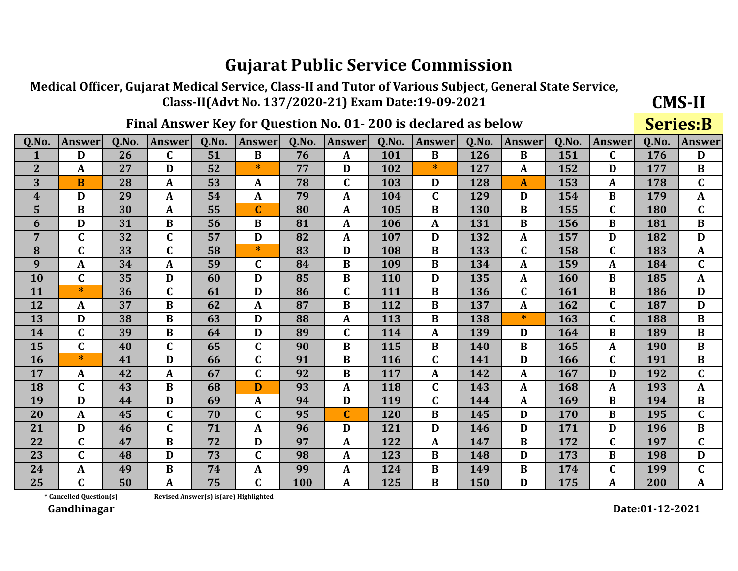# Gujarat Public Service Commission

**Medical Officer, Gujarat Medical Service, Class-II and Tutor of Various Subject, General State Service, Class-II(Advt No. 137/2020-21) Exam Date:19-09-2021**

**CMS-II**

## Final Answer Key for Question No. 01- 200 is declared as below

**Series:B**

| Q.No. | Answer | Q.No. | Answer | Q.No. | Answer | Q.No. | Answer | Q.No. | Answer | Q.No. | Answer | Q.No. | Answer | Q.No. | Answer |
|---|---|---|---|---|---|---|---|---|---|---|---|---|---|---|---|
| 1 | D | 26 | C | 51 | B | 76 | A | 101 | B | 126 | B | 151 | C | 176 | D |
| 2 | A | 27 | D | 52 | * | 77 | D | 102 | * | 127 | A | 152 | D | 177 | B |
| 3 | B | 28 | A | 53 | A | 78 | C | 103 | D | 128 | A | 153 | A | 178 | C |
| 4 | D | 29 | A | 54 | A | 79 | A | 104 | C | 129 | D | 154 | B | 179 | A |
| 5 | B | 30 | A | 55 | C | 80 | A | 105 | B | 130 | B | 155 | C | 180 | C |
| 6 | D | 31 | B | 56 | B | 81 | A | 106 | A | 131 | B | 156 | B | 181 | B |
| 7 | C | 32 | C | 57 | D | 82 | A | 107 | D | 132 | A | 157 | D | 182 | D |
| 8 | C | 33 | C | 58 | * | 83 | D | 108 | B | 133 | C | 158 | C | 183 | A |
| 9 | A | 34 | A | 59 | C | 84 | B | 109 | B | 134 | A | 159 | A | 184 | C |
| 10 | C | 35 | D | 60 | D | 85 | B | 110 | D | 135 | A | 160 | B | 185 | A |
| 11 | * | 36 | C | 61 | D | 86 | C | 111 | B | 136 | C | 161 | B | 186 | D |
| 12 | A | 37 | B | 62 | A | 87 | B | 112 | B | 137 | A | 162 | C | 187 | D |
| 13 | D | 38 | B | 63 | D | 88 | A | 113 | B | 138 | * | 163 | C | 188 | B |
| 14 | C | 39 | B | 64 | D | 89 | C | 114 | A | 139 | D | 164 | B | 189 | B |
| 15 | C | 40 | C | 65 | C | 90 | B | 115 | B | 140 | B | 165 | A | 190 | B |
| 16 | * | 41 | D | 66 | C | 91 | B | 116 | C | 141 | D | 166 | C | 191 | B |
| 17 | A | 42 | A | 67 | C | 92 | B | 117 | A | 142 | A | 167 | D | 192 | C |
| 18 | C | 43 | B | 68 | D | 93 | A | 118 | C | 143 | A | 168 | A | 193 | A |
| 19 | D | 44 | D | 69 | A | 94 | D | 119 | C | 144 | A | 169 | B | 194 | B |
| 20 | A | 45 | C | 70 | C | 95 | C | 120 | B | 145 | D | 170 | B | 195 | C |
| 21 | D | 46 | C | 71 | A | 96 | D | 121 | D | 146 | D | 171 | D | 196 | B |
| 22 | C | 47 | B | 72 | D | 97 | A | 122 | A | 147 | B | 172 | C | 197 | C |
| 23 | C | 48 | D | 73 | C | 98 | A | 123 | B | 148 | D | 173 | B | 198 | D |
| 24 | A | 49 | B | 74 | A | 99 | A | 124 | B | 149 | B | 174 | C | 199 | C |
| 25 | C | 50 | A | 75 | C | 100 | A | 125 | B | 150 | D | 175 | A | 200 | A |

\* Cancelled Question(s)     Revised Answer(s) is(are) Highlighted

**Gandhinagar**

**Date:01-12-2021**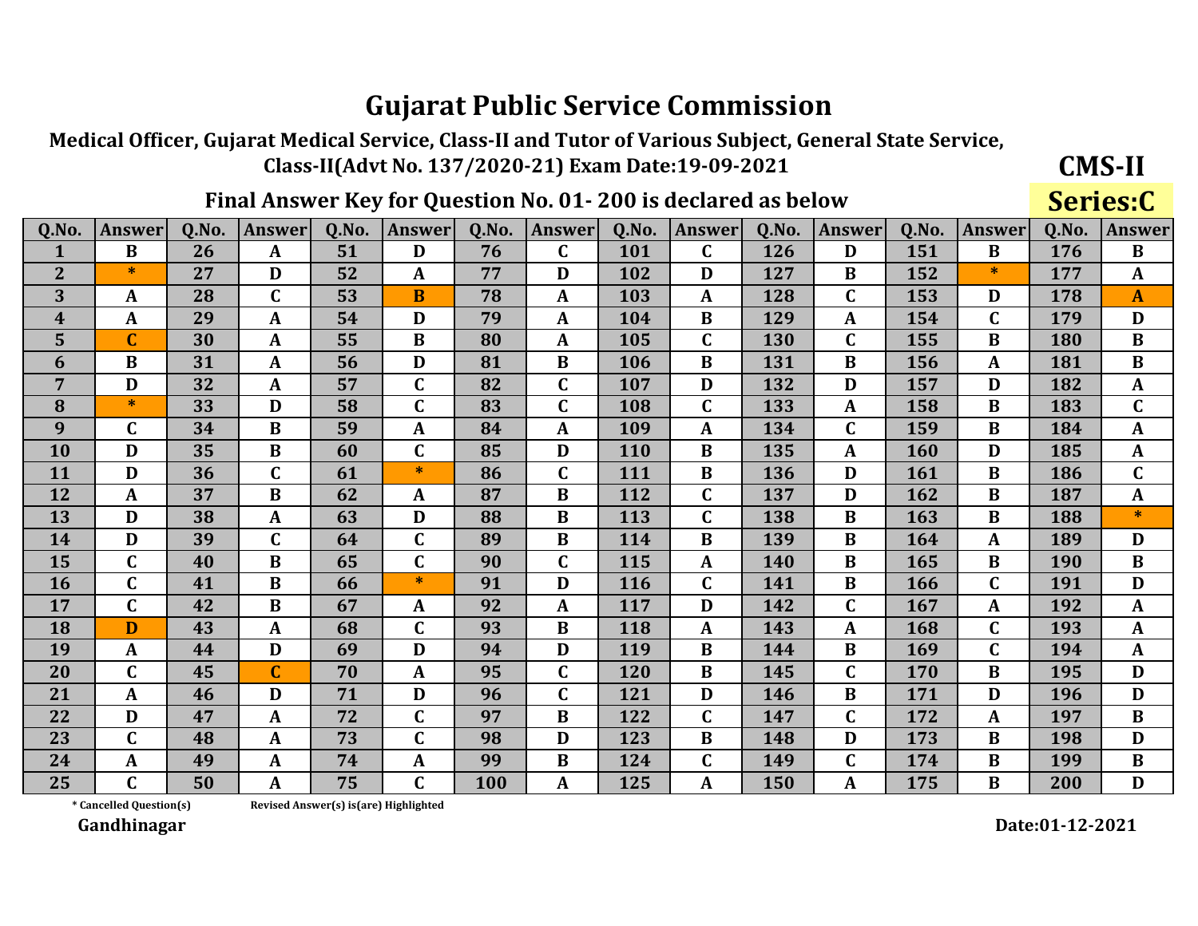# Gujarat Public Service Commission

**Medical Officer, Gujarat Medical Service, Class-II and Tutor of Various Subject, General State Service, Class-II(Advt No. 137/2020-21) Exam Date:19-09-2021**

**CMS-II**

**Final Answer Key for Question No. 01- 200 is declared as below**

**Series:C**

| Q.No. | Answer | Q.No. | Answer | Q.No. | Answer | Q.No. | Answer | Q.No. | Answer | Q.No. | Answer | Q.No. | Answer | Q.No. | Answer |
|---|---|---|---|---|---|---|---|---|---|---|---|---|---|---|---|
| 1 | B | 26 | A | 51 | D | 76 | C | 101 | C | 126 | D | 151 | B | 176 | B |
| 2 | * | 27 | D | 52 | A | 77 | D | 102 | D | 127 | B | 152 | * | 177 | A |
| 3 | A | 28 | C | 53 | B | 78 | A | 103 | A | 128 | C | 153 | D | 178 | A |
| 4 | A | 29 | A | 54 | D | 79 | A | 104 | B | 129 | A | 154 | C | 179 | D |
| 5 | C | 30 | A | 55 | B | 80 | A | 105 | C | 130 | C | 155 | B | 180 | B |
| 6 | B | 31 | A | 56 | D | 81 | B | 106 | B | 131 | B | 156 | A | 181 | B |
| 7 | D | 32 | A | 57 | C | 82 | C | 107 | D | 132 | D | 157 | D | 182 | A |
| 8 | * | 33 | D | 58 | C | 83 | C | 108 | C | 133 | A | 158 | B | 183 | C |
| 9 | C | 34 | B | 59 | A | 84 | A | 109 | A | 134 | C | 159 | B | 184 | A |
| 10 | D | 35 | B | 60 | C | 85 | D | 110 | B | 135 | A | 160 | D | 185 | A |
| 11 | D | 36 | C | 61 | * | 86 | C | 111 | B | 136 | D | 161 | B | 186 | C |
| 12 | A | 37 | B | 62 | A | 87 | B | 112 | C | 137 | D | 162 | B | 187 | A |
| 13 | D | 38 | A | 63 | D | 88 | B | 113 | C | 138 | B | 163 | B | 188 | * |
| 14 | D | 39 | C | 64 | C | 89 | B | 114 | B | 139 | B | 164 | A | 189 | D |
| 15 | C | 40 | B | 65 | C | 90 | C | 115 | A | 140 | B | 165 | B | 190 | B |
| 16 | C | 41 | B | 66 | * | 91 | D | 116 | C | 141 | B | 166 | C | 191 | D |
| 17 | C | 42 | B | 67 | A | 92 | A | 117 | D | 142 | C | 167 | A | 192 | A |
| 18 | D | 43 | A | 68 | C | 93 | B | 118 | A | 143 | A | 168 | C | 193 | A |
| 19 | A | 44 | D | 69 | D | 94 | D | 119 | B | 144 | B | 169 | C | 194 | A |
| 20 | C | 45 | C | 70 | A | 95 | C | 120 | B | 145 | C | 170 | B | 195 | D |
| 21 | A | 46 | D | 71 | D | 96 | C | 121 | D | 146 | B | 171 | D | 196 | D |
| 22 | D | 47 | A | 72 | C | 97 | B | 122 | C | 147 | C | 172 | A | 197 | B |
| 23 | C | 48 | A | 73 | C | 98 | D | 123 | B | 148 | D | 173 | B | 198 | D |
| 24 | A | 49 | A | 74 | A | 99 | B | 124 | C | 149 | C | 174 | B | 199 | B |
| 25 | C | 50 | A | 75 | C | 100 | A | 125 | A | 150 | A | 175 | B | 200 | D |

\* Cancelled Question(s)    Revised Answer(s) is(are) Highlighted

**Gandhinagar**

**Date:01-12-2021**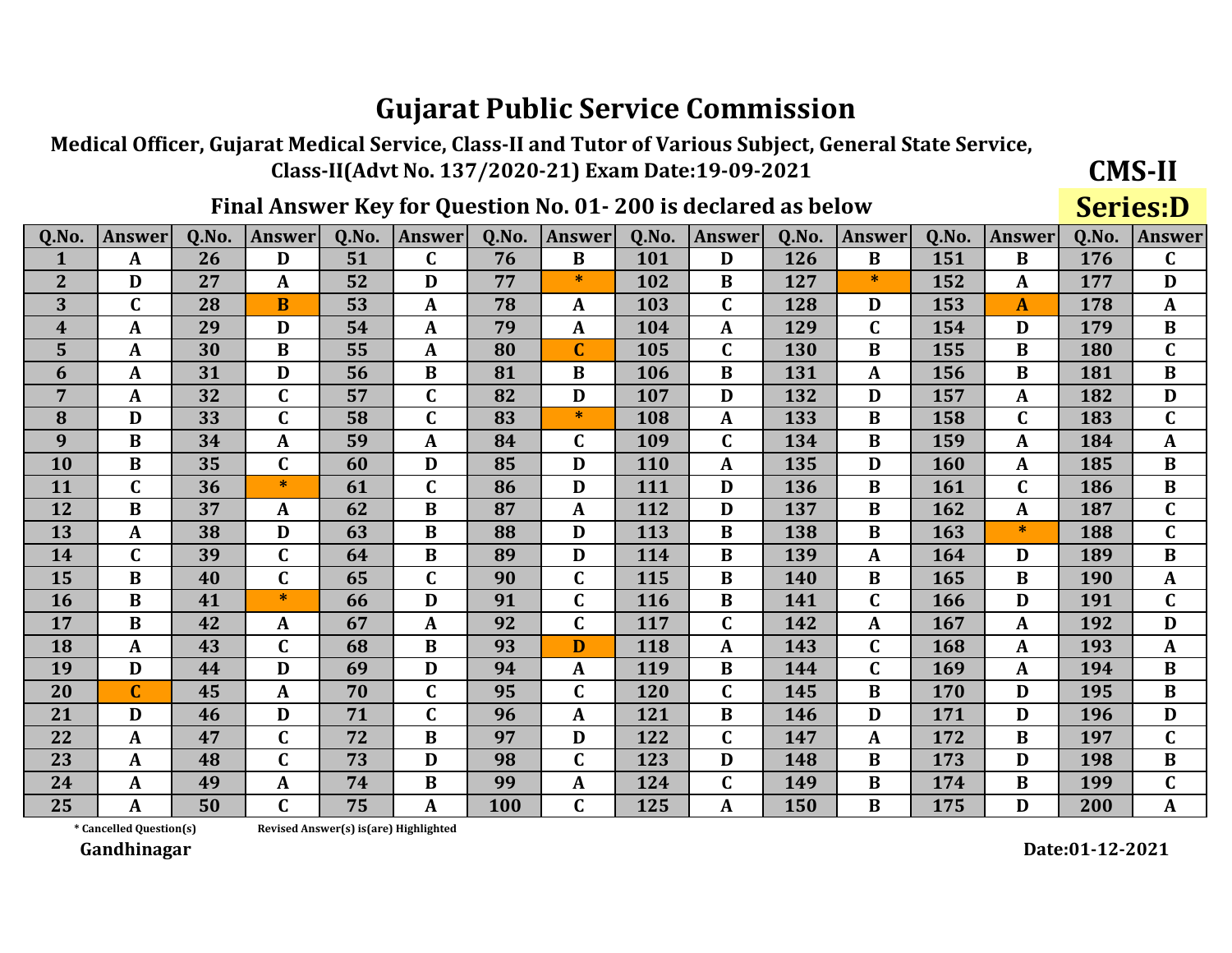# Gujarat Public Service Commission

**Medical Officer, Gujarat Medical Service, Class-II and Tutor of Various Subject, General State Service, Class-II(Advt No. 137/2020-21) Exam Date:19-09-2021**

**CMS-II**

## Final Answer Key for Question No. 01- 200 is declared as below

**Series:D**

| Q.No. | Answer | Q.No. | Answer | Q.No. | Answer | Q.No. | Answer | Q.No. | Answer | Q.No. | Answer | Q.No. | Answer | Q.No. | Answer |
|---|---|---|---|---|---|---|---|---|---|---|---|---|---|---|---|
| 1 | A | 26 | D | 51 | C | 76 | B | 101 | D | 126 | B | 151 | B | 176 | C |
| 2 | D | 27 | A | 52 | D | 77 | * | 102 | B | 127 | * | 152 | A | 177 | D |
| 3 | C | 28 | B | 53 | A | 78 | A | 103 | C | 128 | D | 153 | A | 178 | A |
| 4 | A | 29 | D | 54 | A | 79 | A | 104 | A | 129 | C | 154 | D | 179 | B |
| 5 | A | 30 | B | 55 | A | 80 | C | 105 | C | 130 | B | 155 | B | 180 | C |
| 6 | A | 31 | D | 56 | B | 81 | B | 106 | B | 131 | A | 156 | B | 181 | B |
| 7 | A | 32 | C | 57 | C | 82 | D | 107 | D | 132 | D | 157 | A | 182 | D |
| 8 | D | 33 | C | 58 | C | 83 | * | 108 | A | 133 | B | 158 | C | 183 | C |
| 9 | B | 34 | A | 59 | A | 84 | C | 109 | C | 134 | B | 159 | A | 184 | A |
| 10 | B | 35 | C | 60 | D | 85 | D | 110 | A | 135 | D | 160 | A | 185 | B |
| 11 | C | 36 | * | 61 | C | 86 | D | 111 | D | 136 | B | 161 | C | 186 | B |
| 12 | B | 37 | A | 62 | B | 87 | A | 112 | D | 137 | B | 162 | A | 187 | C |
| 13 | A | 38 | D | 63 | B | 88 | D | 113 | B | 138 | B | 163 | * | 188 | C |
| 14 | C | 39 | C | 64 | B | 89 | D | 114 | B | 139 | A | 164 | D | 189 | B |
| 15 | B | 40 | C | 65 | C | 90 | C | 115 | B | 140 | B | 165 | B | 190 | A |
| 16 | B | 41 | * | 66 | D | 91 | C | 116 | B | 141 | C | 166 | D | 191 | C |
| 17 | B | 42 | A | 67 | A | 92 | C | 117 | C | 142 | A | 167 | A | 192 | D |
| 18 | A | 43 | C | 68 | B | 93 | D | 118 | A | 143 | C | 168 | A | 193 | A |
| 19 | D | 44 | D | 69 | D | 94 | A | 119 | B | 144 | C | 169 | A | 194 | B |
| 20 | C | 45 | A | 70 | C | 95 | C | 120 | C | 145 | B | 170 | D | 195 | B |
| 21 | D | 46 | D | 71 | C | 96 | A | 121 | B | 146 | D | 171 | D | 196 | D |
| 22 | A | 47 | C | 72 | B | 97 | D | 122 | C | 147 | A | 172 | B | 197 | C |
| 23 | A | 48 | C | 73 | D | 98 | C | 123 | D | 148 | B | 173 | D | 198 | B |
| 24 | A | 49 | A | 74 | B | 99 | A | 124 | C | 149 | B | 174 | B | 199 | C |
| 25 | A | 50 | C | 75 | A | 100 | C | 125 | A | 150 | B | 175 | D | 200 | A |

\* Cancelled Question(s)  Revised Answer(s) is(are) Highlighted

Gandhinagar

Date:01-12-2021